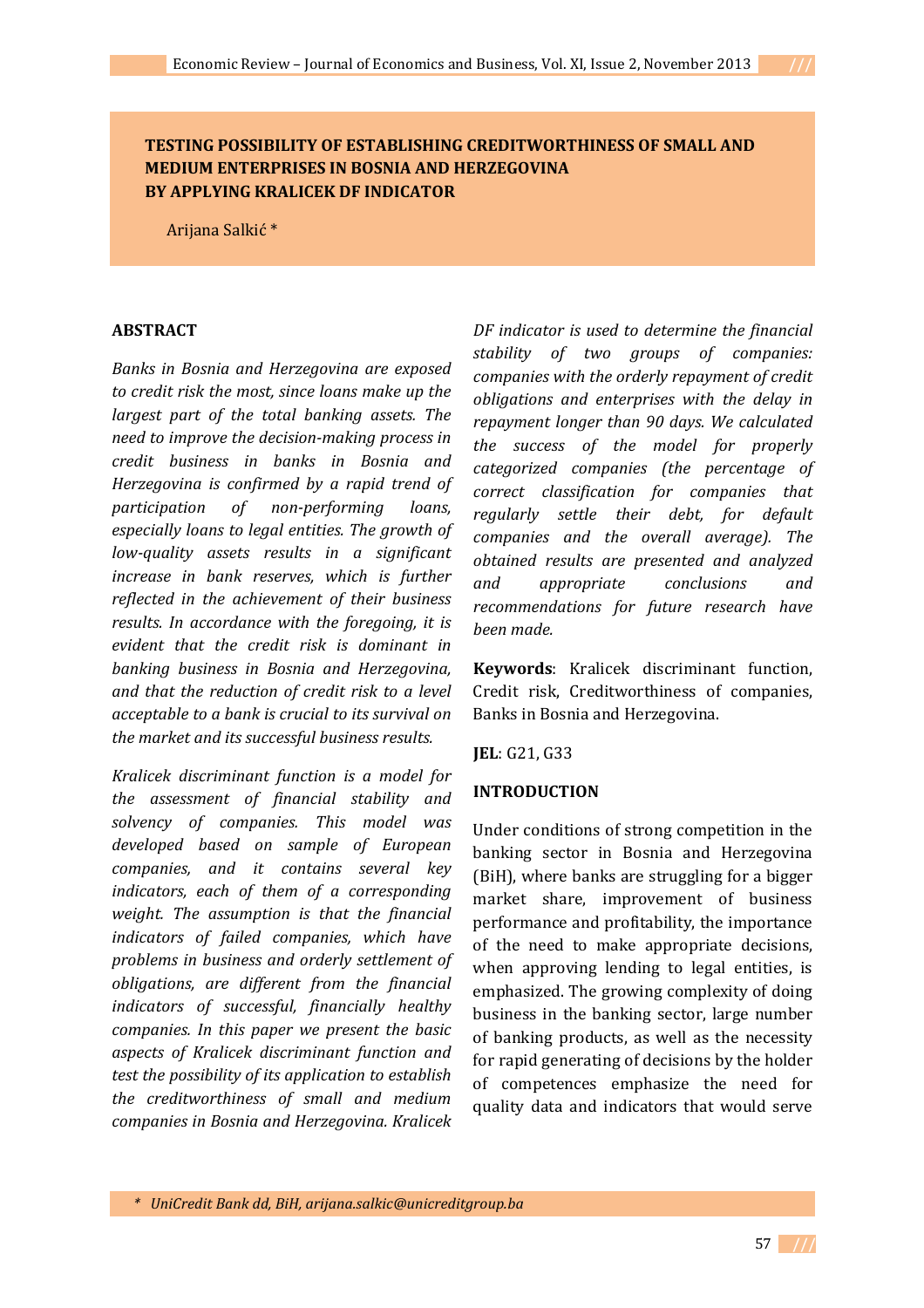# TESTING POSSIBILITY OF ESTABLISHING CREDITWORTHINESS OF SMALL AND MEDIUM ENTERPRISES IN BOSNIA AND HERZEGOVINA BY APPLYING KRALICEK DF INDICATOR

Arijana Salkić *

## ABSTRACT

*Banks in Bosnia and Herzegovina are exposed to credit risk the most, since loans make up the largest part of the total banking assets. The need to improve the decision-making process in credit business in banks in Bosnia and Herzegovina is confirmed by a rapid trend of participation of non-performing loans, especially loans to legal entities. The growth of low-quality assets results in a significant increase in bank reserves, which is further reflected in the achievement of their business results. In accordance with the foregoing, it is evident that the credit risk is dominant in banking business in Bosnia and Herzegovina, and that the reduction of credit risk to a level acceptable to a bank is crucial to its survival on the market and its successful business results.*

*Kralicek discriminant function is a model for the assessment of financial stability and solvency of companies. This model was developed based on sample of European companies, and it contains several key indicators, each of them of a corresponding weight. The assumption is that the financial indicators of failed companies, which have problems in business and orderly settlement of obligations, are different from the financial indicators of successful, financially healthy companies. In this paper we present the basic aspects of Kralicek discriminant function and test the possibility of its application to establish the creditworthiness of small and medium companies in Bosnia and Herzegovina. Kralicek DF indicator is used to determine the financial stability of two groups of companies: companies with the orderly repayment of credit obligations and enterprises with the delay in repayment longer than 90 days. We calculated the success of the model for properly categorized companies (the percentage of correct classification for companies that regularly settle their debt, for default companies and the overall average). The obtained results are presented and analyzed and appropriate conclusions and recommendations for future research have been made.*

**Keywords**: Kralicek discriminant function, Credit risk, Creditworthiness of companies, Banks in Bosnia and Herzegovina.

**JEL**: G21, G33

## INTRODUCTION

Under conditions of strong competition in the banking sector in Bosnia and Herzegovina (BiH), where banks are struggling for a bigger market share, improvement of business performance and profitability, the importance of the need to make appropriate decisions, when approving lending to legal entities, is emphasized. The growing complexity of doing business in the banking sector, large number of banking products, as well as the necessity for rapid generating of decisions by the holder of competences emphasize the need for quality data and indicators that would serve

---

\* *UniCredit Bank dd, BiH, arijana.salkic@unicreditgroup.ba*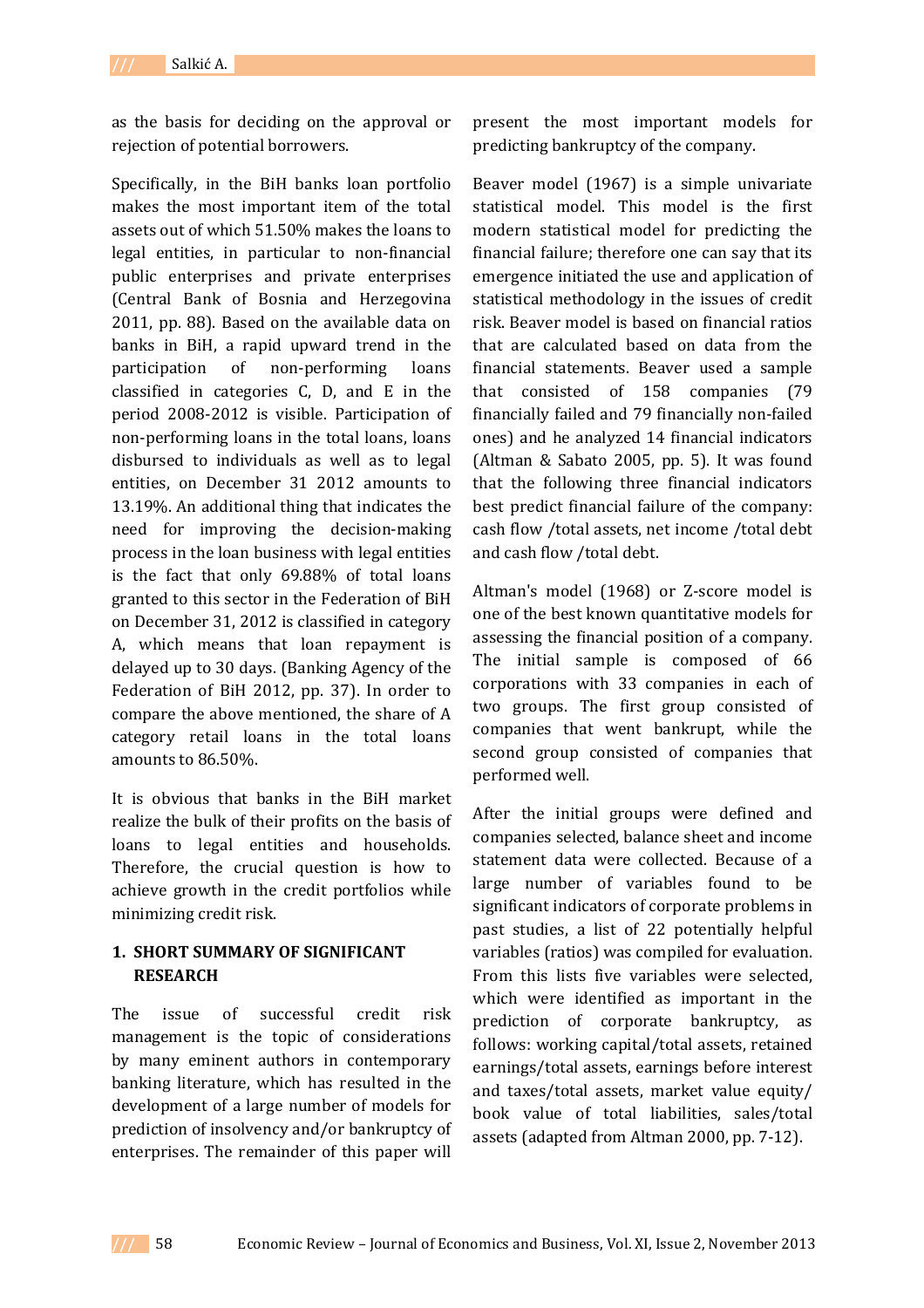as the basis for deciding on the approval or rejection of potential borrowers.

Specifically, in the BiH banks loan portfolio makes the most important item of the total assets out of which 51.50% makes the loans to legal entities, in particular to non-financial public enterprises and private enterprises (Central Bank of Bosnia and Herzegovina 2011, pp. 88). Based on the available data on banks in BiH, a rapid upward trend in the participation of non-performing loans classified in categories C, D, and E in the period 2008-2012 is visible. Participation of non-performing loans in the total loans, loans disbursed to individuals as well as to legal entities, on December 31 2012 amounts to 13.19%. An additional thing that indicates the need for improving the decision-making process in the loan business with legal entities is the fact that only 69.88% of total loans granted to this sector in the Federation of BiH on December 31, 2012 is classified in category A, which means that loan repayment is delayed up to 30 days. (Banking Agency of the Federation of BiH 2012, pp. 37). In order to compare the above mentioned, the share of A category retail loans in the total loans amounts to 86.50%.

It is obvious that banks in the BiH market realize the bulk of their profits on the basis of loans to legal entities and households. Therefore, the crucial question is how to achieve growth in the credit portfolios while minimizing credit risk.

## 1. SHORT SUMMARY OF SIGNIFICANT RESEARCH

The issue of successful credit risk management is the topic of considerations by many eminent authors in contemporary banking literature, which has resulted in the development of a large number of models for prediction of insolvency and/or bankruptcy of enterprises. The remainder of this paper will present the most important models for predicting bankruptcy of the company.

Beaver model (1967) is a simple univariate statistical model. This model is the first modern statistical model for predicting the financial failure; therefore one can say that its emergence initiated the use and application of statistical methodology in the issues of credit risk. Beaver model is based on financial ratios that are calculated based on data from the financial statements. Beaver used a sample that consisted of 158 companies (79 financially failed and 79 financially non-failed ones) and he analyzed 14 financial indicators (Altman & Sabato 2005, pp. 5). It was found that the following three financial indicators best predict financial failure of the company: cash flow /total assets, net income /total debt and cash flow /total debt.

Altman's model (1968) or Z-score model is one of the best known quantitative models for assessing the financial position of a company. The initial sample is composed of 66 corporations with 33 companies in each of two groups. The first group consisted of companies that went bankrupt, while the second group consisted of companies that performed well.

After the initial groups were defined and companies selected, balance sheet and income statement data were collected. Because of a large number of variables found to be significant indicators of corporate problems in past studies, a list of 22 potentially helpful variables (ratios) was compiled for evaluation. From this lists five variables were selected, which were identified as important in the prediction of corporate bankruptcy, as follows: working capital/total assets, retained earnings/total assets, earnings before interest and taxes/total assets, market value equity/ book value of total liabilities, sales/total assets (adapted from Altman 2000, pp. 7-12).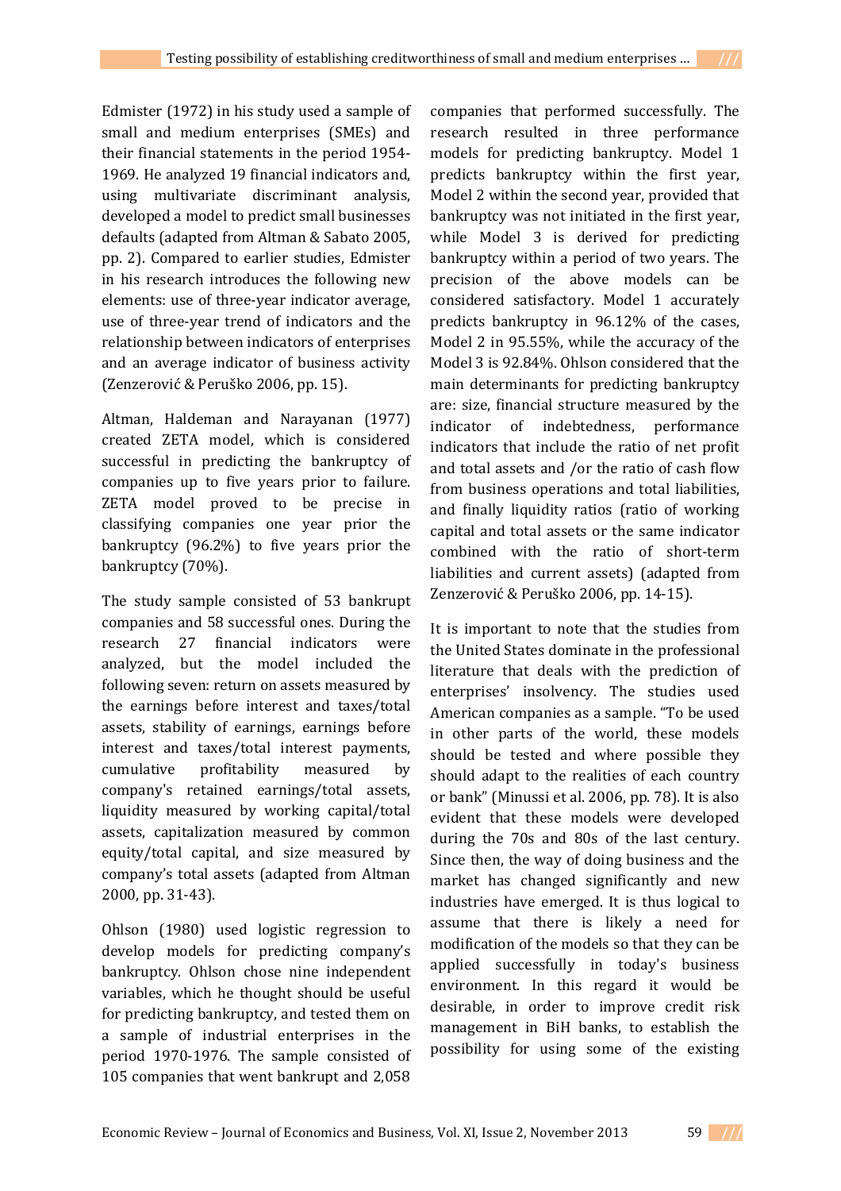Edmister (1972) in his study used a sample of small and medium enterprises (SMEs) and their financial statements in the period 1954-1969. He analyzed 19 financial indicators and, using multivariate discriminant analysis, developed a model to predict small businesses defaults (adapted from Altman & Sabato 2005, pp. 2). Compared to earlier studies, Edmister in his research introduces the following new elements: use of three-year indicator average, use of three-year trend of indicators and the relationship between indicators of enterprises and an average indicator of business activity (Zenzerović & Peruško 2006, pp. 15).

Altman, Haldeman and Narayanan (1977) created ZETA model, which is considered successful in predicting the bankruptcy of companies up to five years prior to failure. ZETA model proved to be precise in classifying companies one year prior the bankruptcy (96.2%) to five years prior the bankruptcy (70%).

The study sample consisted of 53 bankrupt companies and 58 successful ones. During the research 27 financial indicators were analyzed, but the model included the following seven: return on assets measured by the earnings before interest and taxes/total assets, stability of earnings, earnings before interest and taxes/total interest payments, cumulative profitability measured by company's retained earnings/total assets, liquidity measured by working capital/total assets, capitalization measured by common equity/total capital, and size measured by company's total assets (adapted from Altman 2000, pp. 31-43).

Ohlson (1980) used logistic regression to develop models for predicting company's bankruptcy. Ohlson chose nine independent variables, which he thought should be useful for predicting bankruptcy, and tested them on a sample of industrial enterprises in the period 1970-1976. The sample consisted of 105 companies that went bankrupt and 2,058 companies that performed successfully. The research resulted in three performance models for predicting bankruptcy. Model 1 predicts bankruptcy within the first year, Model 2 within the second year, provided that bankruptcy was not initiated in the first year, while Model 3 is derived for predicting bankruptcy within a period of two years. The precision of the above models can be considered satisfactory. Model 1 accurately predicts bankruptcy in 96.12% of the cases, Model 2 in 95.55%, while the accuracy of the Model 3 is 92.84%. Ohlson considered that the main determinants for predicting bankruptcy are: size, financial structure measured by the indicator of indebtedness, performance indicators that include the ratio of net profit and total assets and /or the ratio of cash flow from business operations and total liabilities, and finally liquidity ratios (ratio of working capital and total assets or the same indicator combined with the ratio of short-term liabilities and current assets) (adapted from Zenzerović & Peruško 2006, pp. 14-15).

It is important to note that the studies from the United States dominate in the professional literature that deals with the prediction of enterprises' insolvency. The studies used American companies as a sample. "To be used in other parts of the world, these models should be tested and where possible they should adapt to the realities of each country or bank" (Minussi et al. 2006, pp. 78). It is also evident that these models were developed during the 70s and 80s of the last century. Since then, the way of doing business and the market has changed significantly and new industries have emerged. It is thus logical to assume that there is likely a need for modification of the models so that they can be applied successfully in today's business environment. In this regard it would be desirable, in order to improve credit risk management in BiH banks, to establish the possibility for using some of the existing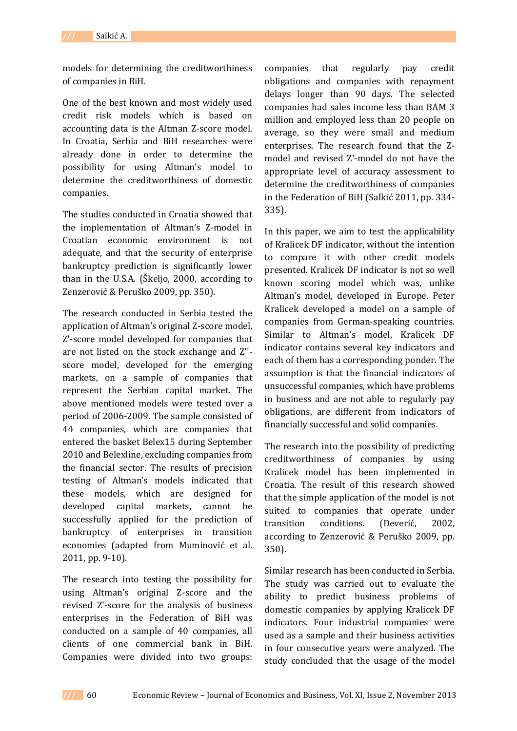models for determining the creditworthiness of companies in BiH.

One of the best known and most widely used credit risk models which is based on accounting data is the Altman Z-score model. In Croatia, Serbia and BiH researches were already done in order to determine the possibility for using Altman's model to determine the creditworthiness of domestic companies.

The studies conducted in Croatia showed that the implementation of Altman's Z-model in Croatian economic environment is not adequate, and that the security of enterprise bankruptcy prediction is significantly lower than in the U.S.A. (Škeljo, 2000, according to Zenzerović & Peruško 2009, pp. 350).

The research conducted in Serbia tested the application of Altman's original Z-score model, Z'-score model developed for companies that are not listed on the stock exchange and Z''-score model, developed for the emerging markets, on a sample of companies that represent the Serbian capital market. The above mentioned models were tested over a period of 2006-2009. The sample consisted of 44 companies, which are companies that entered the basket Belex15 during September 2010 and Belexline, excluding companies from the financial sector. The results of precision testing of Altman's models indicated that these models, which are designed for developed capital markets, cannot be successfully applied for the prediction of bankruptcy of enterprises in transition economies (adapted from Muminović et al. 2011, pp. 9-10).

The research into testing the possibility for using Altman's original Z-score and the revised Z'-score for the analysis of business enterprises in the Federation of BiH was conducted on a sample of 40 companies, all clients of one commercial bank in BiH. Companies were divided into two groups: companies that regularly pay credit obligations and companies with repayment delays longer than 90 days. The selected companies had sales income less than BAM 3 million and employed less than 20 people on average, so they were small and medium enterprises. The research found that the Z-model and revised Z'-model do not have the appropriate level of accuracy assessment to determine the creditworthiness of companies in the Federation of BiH (Salkić 2011, pp. 334-335).

In this paper, we aim to test the applicability of Kralicek DF indicator, without the intention to compare it with other credit models presented. Kralicek DF indicator is not so well known scoring model which was, unlike Altman's model, developed in Europe. Peter Kralicek developed a model on a sample of companies from German-speaking countries. Similar to Altman's model, Kralicek DF indicator contains several key indicators and each of them has a corresponding ponder. The assumption is that the financial indicators of unsuccessful companies, which have problems in business and are not able to regularly pay obligations, are different from indicators of financially successful and solid companies.

The research into the possibility of predicting creditworthiness of companies by using Kralicek model has been implemented in Croatia. The result of this research showed that the simple application of the model is not suited to companies that operate under transition conditions. (Deverić, 2002, according to Zenzerović & Peruško 2009, pp. 350).

Similar research has been conducted in Serbia. The study was carried out to evaluate the ability to predict business problems of domestic companies by applying Kralicek DF indicators. Four industrial companies were used as a sample and their business activities in four consecutive years were analyzed. The study concluded that the usage of the model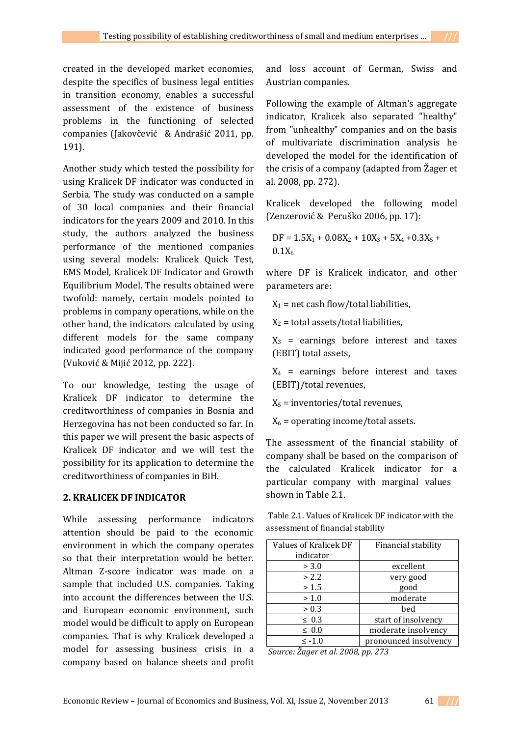created in the developed market economies, despite the specifics of business legal entities in transition economy, enables a successful assessment of the existence of business problems in the functioning of selected companies (Jakovčević & Andrašić 2011, pp. 191).

Another study which tested the possibility for using Kralicek DF indicator was conducted in Serbia. The study was conducted on a sample of 30 local companies and their financial indicators for the years 2009 and 2010. In this study, the authors analyzed the business performance of the mentioned companies using several models: Kralicek Quick Test, EMS Model, Kralicek DF Indicator and Growth Equilibrium Model. The results obtained were twofold: namely, certain models pointed to problems in company operations, while on the other hand, the indicators calculated by using different models for the same company indicated good performance of the company (Vuković & Mijić 2012, pp. 222).

To our knowledge, testing the usage of Kralicek DF indicator to determine the creditworthiness of companies in Bosnia and Herzegovina has not been conducted so far. In this paper we will present the basic aspects of Kralicek DF indicator and we will test the possibility for its application to determine the creditworthiness of companies in BiH.

## 2. KRALICEK DF INDICATOR

While assessing performance indicators attention should be paid to the economic environment in which the company operates so that their interpretation would be better. Altman Z-score indicator was made on a sample that included U.S. companies. Taking into account the differences between the U.S. and European economic environment, such model would be difficult to apply on European companies. That is why Kralicek developed a model for assessing business crisis in a company based on balance sheets and profit and loss account of German, Swiss and Austrian companies.

Following the example of Altman's aggregate indicator, Kralicek also separated "healthy" from "unhealthy" companies and on the basis of multivariate discrimination analysis he developed the model for the identification of the crisis of a company (adapted from Žager et al. 2008, pp. 272).

Kralicek developed the following model (Zenzerović & Peruško 2006, pp. 17):

$$DF = 1.5X_1 + 0.08X_2 + 10X_3 + 5X_4 + 0.3X_5 + 0.1X_6$$

where DF is Kralicek indicator, and other parameters are:

$X_1$ = net cash flow/total liabilities,

$X_2$ = total assets/total liabilities,

$X_3$ = earnings before interest and taxes (EBIT) total assets,

$X_4$ = earnings before interest and taxes (EBIT)/total revenues,

$X_5$ = inventories/total revenues,

$X_6$ = operating income/total assets.

The assessment of the financial stability of company shall be based on the comparison of the calculated Kralicek indicator for a particular company with marginal values shown in Table 2.1.

Table 2.1. Values of Kralicek DF indicator with the assessment of financial stability

| Values of Kralicek DF indicator | Financial stability |
|---|---|
| > 3.0 | excellent |
| > 2.2 | very good |
| > 1.5 | good |
| > 1.0 | moderate |
| > 0.3 | bed |
| ≤ 0.3 | start of insolvency |
| ≤ 0.0 | moderate insolvency |
| ≤ -1.0 | pronounced insolvency |

*Source: Žager et al. 2008, pp. 273*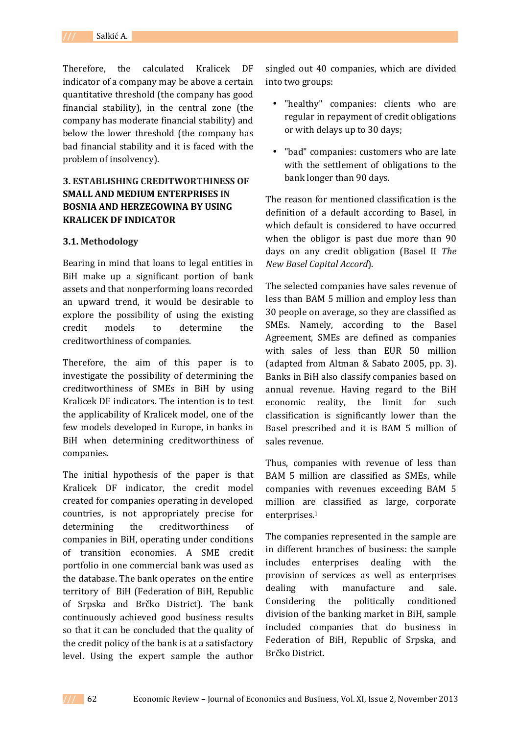Therefore, the calculated Kralicek DF indicator of a company may be above a certain quantitative threshold (the company has good financial stability), in the central zone (the company has moderate financial stability) and below the lower threshold (the company has bad financial stability and it is faced with the problem of insolvency).

## 3. ESTABLISHING CREDITWORTHINESS OF SMALL AND MEDIUM ENTERPRISES IN BOSNIA AND HERZEGOWINA BY USING KRALICEK DF INDICATOR

### 3.1. Methodology

Bearing in mind that loans to legal entities in BiH make up a significant portion of bank assets and that nonperforming loans recorded an upward trend, it would be desirable to explore the possibility of using the existing credit models to determine the creditworthiness of companies.

Therefore, the aim of this paper is to investigate the possibility of determining the creditworthiness of SMEs in BiH by using Kralicek DF indicators. The intention is to test the applicability of Kralicek model, one of the few models developed in Europe, in banks in BiH when determining creditworthiness of companies.

The initial hypothesis of the paper is that Kralicek DF indicator, the credit model created for companies operating in developed countries, is not appropriately precise for determining the creditworthiness of companies in BiH, operating under conditions of transition economies. A SME credit portfolio in one commercial bank was used as the database. The bank operates on the entire territory of BiH (Federation of BiH, Republic of Srpska and Brčko District). The bank continuously achieved good business results so that it can be concluded that the quality of the credit policy of the bank is at a satisfactory level. Using the expert sample the author singled out 40 companies, which are divided into two groups:

- "healthy" companies: clients who are regular in repayment of credit obligations or with delays up to 30 days;
- "bad" companies: customers who are late with the settlement of obligations to the bank longer than 90 days.

The reason for mentioned classification is the definition of a default according to Basel, in which default is considered to have occurred when the obligor is past due more than 90 days on any credit obligation (Basel II *The New Basel Capital Accord*).

The selected companies have sales revenue of less than BAM 5 million and employ less than 30 people on average, so they are classified as SMEs. Namely, according to the Basel Agreement, SMEs are defined as companies with sales of less than EUR 50 million (adapted from Altman & Sabato 2005, pp. 3). Banks in BiH also classify companies based on annual revenue. Having regard to the BiH economic reality, the limit for such classification is significantly lower than the Basel prescribed and it is BAM 5 million of sales revenue.

Thus, companies with revenue of less than BAM 5 million are classified as SMEs, while companies with revenues exceeding BAM 5 million are classified as large, corporate enterprises.[1]

The companies represented in the sample are in different branches of business: the sample includes enterprises dealing with the provision of services as well as enterprises dealing with manufacture and sale. Considering the politically conditioned division of the banking market in BiH, sample included companies that do business in Federation of BiH, Republic of Srpska, and Brčko District.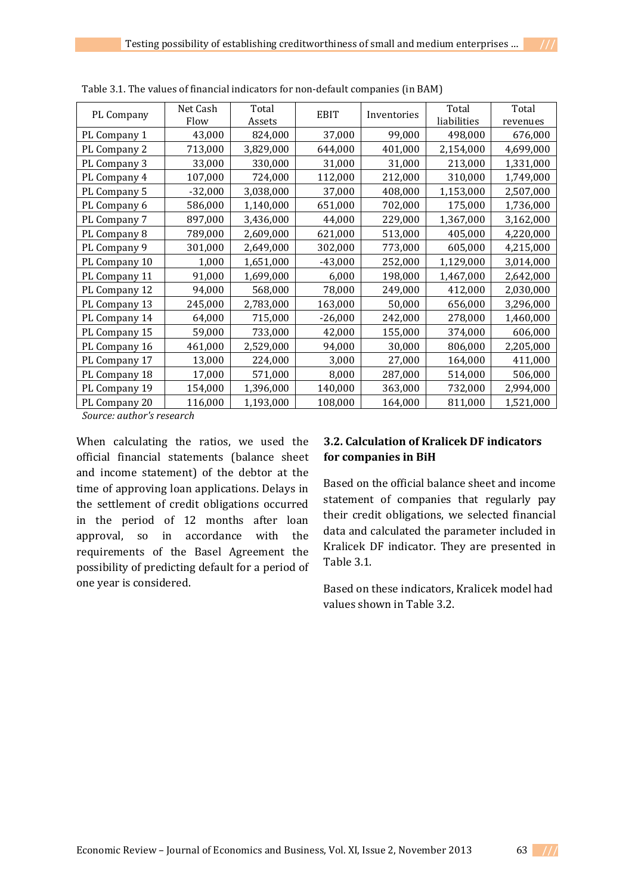Table 3.1. The values of financial indicators for non-default companies (in BAM)

| PL Company | Net Cash Flow | Total Assets | EBIT | Inventories | Total liabilities | Total revenues |
|---|---|---|---|---|---|---|
| PL Company 1 | 43,000 | 824,000 | 37,000 | 99,000 | 498,000 | 676,000 |
| PL Company 2 | 713,000 | 3,829,000 | 644,000 | 401,000 | 2,154,000 | 4,699,000 |
| PL Company 3 | 33,000 | 330,000 | 31,000 | 31,000 | 213,000 | 1,331,000 |
| PL Company 4 | 107,000 | 724,000 | 112,000 | 212,000 | 310,000 | 1,749,000 |
| PL Company 5 | -32,000 | 3,038,000 | 37,000 | 408,000 | 1,153,000 | 2,507,000 |
| PL Company 6 | 586,000 | 1,140,000 | 651,000 | 702,000 | 175,000 | 1,736,000 |
| PL Company 7 | 897,000 | 3,436,000 | 44,000 | 229,000 | 1,367,000 | 3,162,000 |
| PL Company 8 | 789,000 | 2,609,000 | 621,000 | 513,000 | 405,000 | 4,220,000 |
| PL Company 9 | 301,000 | 2,649,000 | 302,000 | 773,000 | 605,000 | 4,215,000 |
| PL Company 10 | 1,000 | 1,651,000 | -43,000 | 252,000 | 1,129,000 | 3,014,000 |
| PL Company 11 | 91,000 | 1,699,000 | 6,000 | 198,000 | 1,467,000 | 2,642,000 |
| PL Company 12 | 94,000 | 568,000 | 78,000 | 249,000 | 412,000 | 2,030,000 |
| PL Company 13 | 245,000 | 2,783,000 | 163,000 | 50,000 | 656,000 | 3,296,000 |
| PL Company 14 | 64,000 | 715,000 | -26,000 | 242,000 | 278,000 | 1,460,000 |
| PL Company 15 | 59,000 | 733,000 | 42,000 | 155,000 | 374,000 | 606,000 |
| PL Company 16 | 461,000 | 2,529,000 | 94,000 | 30,000 | 806,000 | 2,205,000 |
| PL Company 17 | 13,000 | 224,000 | 3,000 | 27,000 | 164,000 | 411,000 |
| PL Company 18 | 17,000 | 571,000 | 8,000 | 287,000 | 514,000 | 506,000 |
| PL Company 19 | 154,000 | 1,396,000 | 140,000 | 363,000 | 732,000 | 2,994,000 |
| PL Company 20 | 116,000 | 1,193,000 | 108,000 | 164,000 | 811,000 | 1,521,000 |

*Source: author's research*

When calculating the ratios, we used the official financial statements (balance sheet and income statement) of the debtor at the time of approving loan applications. Delays in the settlement of credit obligations occurred in the period of 12 months after loan approval, so in accordance with the requirements of the Basel Agreement the possibility of predicting default for a period of one year is considered.

### 3.2. Calculation of Kralicek DF indicators for companies in BiH

Based on the official balance sheet and income statement of companies that regularly pay their credit obligations, we selected financial data and calculated the parameter included in Kralicek DF indicator. They are presented in Table 3.1.

Based on these indicators, Kralicek model had values shown in Table 3.2.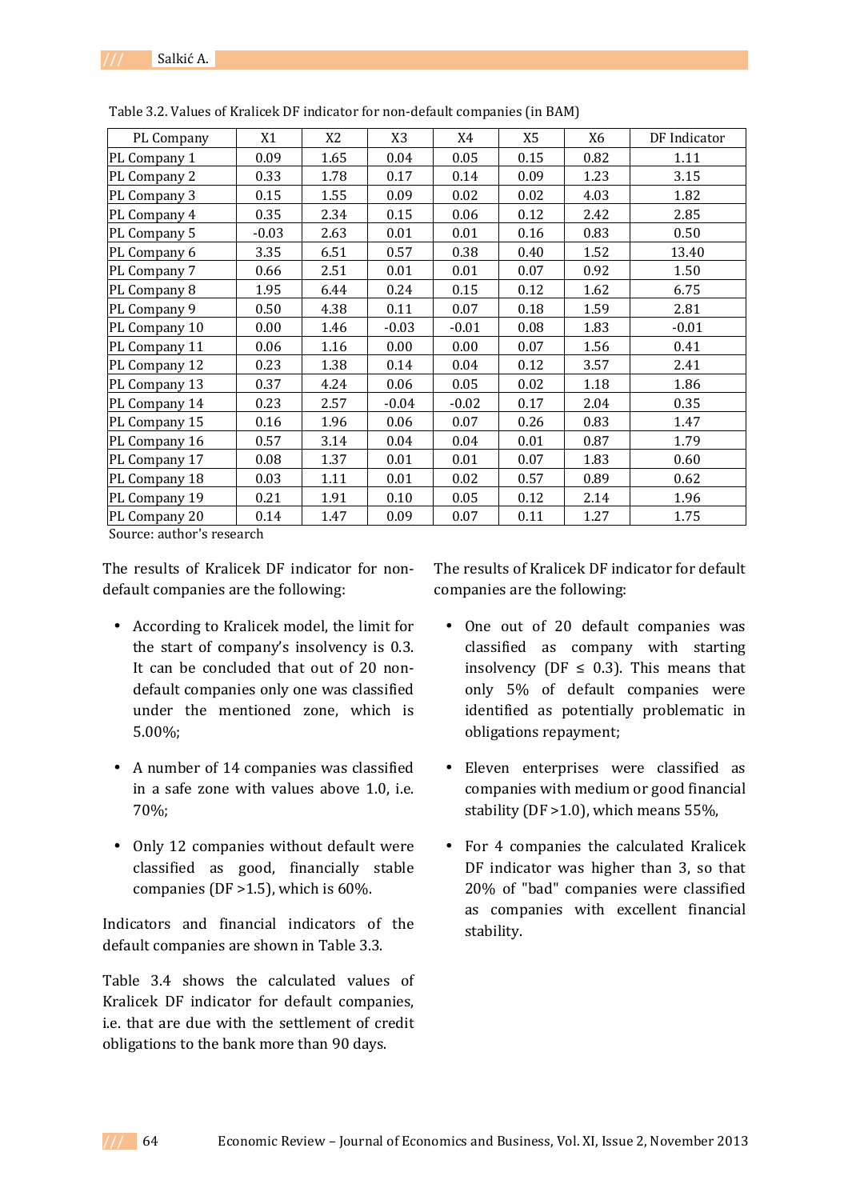Table 3.2. Values of Kralicek DF indicator for non-default companies (in BAM)

| PL Company | X1 | X2 | X3 | X4 | X5 | X6 | DF Indicator |
|---|---|---|---|---|---|---|---|
| PL Company 1 | 0.09 | 1.65 | 0.04 | 0.05 | 0.15 | 0.82 | 1.11 |
| PL Company 2 | 0.33 | 1.78 | 0.17 | 0.14 | 0.09 | 1.23 | 3.15 |
| PL Company 3 | 0.15 | 1.55 | 0.09 | 0.02 | 0.02 | 4.03 | 1.82 |
| PL Company 4 | 0.35 | 2.34 | 0.15 | 0.06 | 0.12 | 2.42 | 2.85 |
| PL Company 5 | -0.03 | 2.63 | 0.01 | 0.01 | 0.16 | 0.83 | 0.50 |
| PL Company 6 | 3.35 | 6.51 | 0.57 | 0.38 | 0.40 | 1.52 | 13.40 |
| PL Company 7 | 0.66 | 2.51 | 0.01 | 0.01 | 0.07 | 0.92 | 1.50 |
| PL Company 8 | 1.95 | 6.44 | 0.24 | 0.15 | 0.12 | 1.62 | 6.75 |
| PL Company 9 | 0.50 | 4.38 | 0.11 | 0.07 | 0.18 | 1.59 | 2.81 |
| PL Company 10 | 0.00 | 1.46 | -0.03 | -0.01 | 0.08 | 1.83 | -0.01 |
| PL Company 11 | 0.06 | 1.16 | 0.00 | 0.00 | 0.07 | 1.56 | 0.41 |
| PL Company 12 | 0.23 | 1.38 | 0.14 | 0.04 | 0.12 | 3.57 | 2.41 |
| PL Company 13 | 0.37 | 4.24 | 0.06 | 0.05 | 0.02 | 1.18 | 1.86 |
| PL Company 14 | 0.23 | 2.57 | -0.04 | -0.02 | 0.17 | 2.04 | 0.35 |
| PL Company 15 | 0.16 | 1.96 | 0.06 | 0.07 | 0.26 | 0.83 | 1.47 |
| PL Company 16 | 0.57 | 3.14 | 0.04 | 0.04 | 0.01 | 0.87 | 1.79 |
| PL Company 17 | 0.08 | 1.37 | 0.01 | 0.01 | 0.07 | 1.83 | 0.60 |
| PL Company 18 | 0.03 | 1.11 | 0.01 | 0.02 | 0.57 | 0.89 | 0.62 |
| PL Company 19 | 0.21 | 1.91 | 0.10 | 0.05 | 0.12 | 2.14 | 1.96 |
| PL Company 20 | 0.14 | 1.47 | 0.09 | 0.07 | 0.11 | 1.27 | 1.75 |

Source: author's research

The results of Kralicek DF indicator for non-default companies are the following:

- According to Kralicek model, the limit for the start of company's insolvency is 0.3. It can be concluded that out of 20 non-default companies only one was classified under the mentioned zone, which is 5.00%;
- A number of 14 companies was classified in a safe zone with values above 1.0, i.e. 70%;
- Only 12 companies without default were classified as good, financially stable companies (DF >1.5), which is 60%.

Indicators and financial indicators of the default companies are shown in Table 3.3.

Table 3.4 shows the calculated values of Kralicek DF indicator for default companies, i.e. that are due with the settlement of credit obligations to the bank more than 90 days.

The results of Kralicek DF indicator for default companies are the following:

- One out of 20 default companies was classified as company with starting insolvency (DF ≤ 0.3). This means that only 5% of default companies were identified as potentially problematic in obligations repayment;
- Eleven enterprises were classified as companies with medium or good financial stability (DF >1.0), which means 55%,
- For 4 companies the calculated Kralicek DF indicator was higher than 3, so that 20% of "bad" companies were classified as companies with excellent financial stability.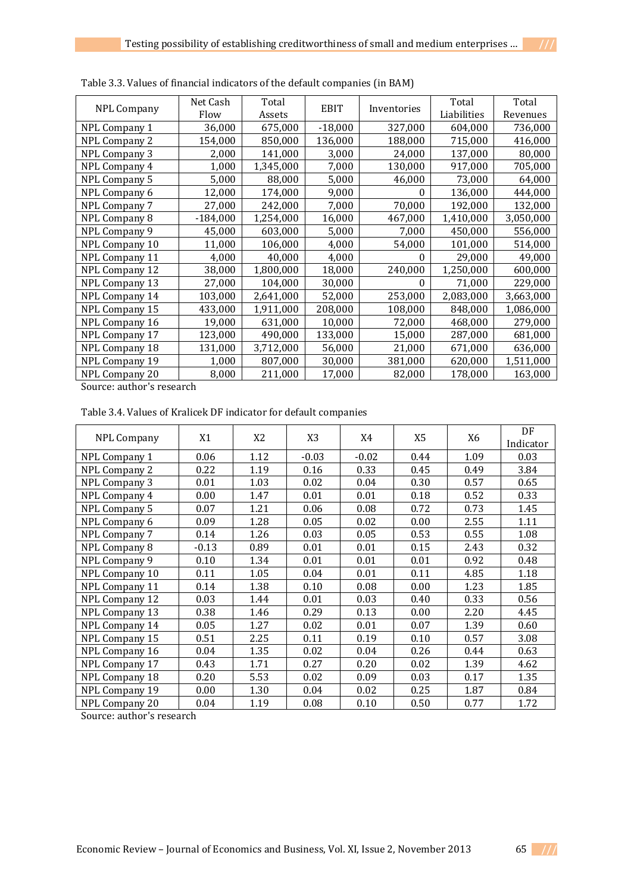Table 3.3. Values of financial indicators of the default companies (in BAM)

| NPL Company | Net Cash Flow | Total Assets | EBIT | Inventories | Total Liabilities | Total Revenues |
|---|---|---|---|---|---|---|
| NPL Company 1 | 36,000 | 675,000 | -18,000 | 327,000 | 604,000 | 736,000 |
| NPL Company 2 | 154,000 | 850,000 | 136,000 | 188,000 | 715,000 | 416,000 |
| NPL Company 3 | 2,000 | 141,000 | 3,000 | 24,000 | 137,000 | 80,000 |
| NPL Company 4 | 1,000 | 1,345,000 | 7,000 | 130,000 | 917,000 | 705,000 |
| NPL Company 5 | 5,000 | 88,000 | 5,000 | 46,000 | 73,000 | 64,000 |
| NPL Company 6 | 12,000 | 174,000 | 9,000 | 0 | 136,000 | 444,000 |
| NPL Company 7 | 27,000 | 242,000 | 7,000 | 70,000 | 192,000 | 132,000 |
| NPL Company 8 | -184,000 | 1,254,000 | 16,000 | 467,000 | 1,410,000 | 3,050,000 |
| NPL Company 9 | 45,000 | 603,000 | 5,000 | 7,000 | 450,000 | 556,000 |
| NPL Company 10 | 11,000 | 106,000 | 4,000 | 54,000 | 101,000 | 514,000 |
| NPL Company 11 | 4,000 | 40,000 | 4,000 | 0 | 29,000 | 49,000 |
| NPL Company 12 | 38,000 | 1,800,000 | 18,000 | 240,000 | 1,250,000 | 600,000 |
| NPL Company 13 | 27,000 | 104,000 | 30,000 | 0 | 71,000 | 229,000 |
| NPL Company 14 | 103,000 | 2,641,000 | 52,000 | 253,000 | 2,083,000 | 3,663,000 |
| NPL Company 15 | 433,000 | 1,911,000 | 208,000 | 108,000 | 848,000 | 1,086,000 |
| NPL Company 16 | 19,000 | 631,000 | 10,000 | 72,000 | 468,000 | 279,000 |
| NPL Company 17 | 123,000 | 490,000 | 133,000 | 15,000 | 287,000 | 681,000 |
| NPL Company 18 | 131,000 | 3,712,000 | 56,000 | 21,000 | 671,000 | 636,000 |
| NPL Company 19 | 1,000 | 807,000 | 30,000 | 381,000 | 620,000 | 1,511,000 |
| NPL Company 20 | 8,000 | 211,000 | 17,000 | 82,000 | 178,000 | 163,000 |

Source: author's research

Table 3.4. Values of Kralicek DF indicator for default companies

| NPL Company | X1 | X2 | X3 | X4 | X5 | X6 | DF Indicator |
|---|---|---|---|---|---|---|---|
| NPL Company 1 | 0.06 | 1.12 | -0.03 | -0.02 | 0.44 | 1.09 | 0.03 |
| NPL Company 2 | 0.22 | 1.19 | 0.16 | 0.33 | 0.45 | 0.49 | 3.84 |
| NPL Company 3 | 0.01 | 1.03 | 0.02 | 0.04 | 0.30 | 0.57 | 0.65 |
| NPL Company 4 | 0.00 | 1.47 | 0.01 | 0.01 | 0.18 | 0.52 | 0.33 |
| NPL Company 5 | 0.07 | 1.21 | 0.06 | 0.08 | 0.72 | 0.73 | 1.45 |
| NPL Company 6 | 0.09 | 1.28 | 0.05 | 0.02 | 0.00 | 2.55 | 1.11 |
| NPL Company 7 | 0.14 | 1.26 | 0.03 | 0.05 | 0.53 | 0.55 | 1.08 |
| NPL Company 8 | -0.13 | 0.89 | 0.01 | 0.01 | 0.15 | 2.43 | 0.32 |
| NPL Company 9 | 0.10 | 1.34 | 0.01 | 0.01 | 0.01 | 0.92 | 0.48 |
| NPL Company 10 | 0.11 | 1.05 | 0.04 | 0.01 | 0.11 | 4.85 | 1.18 |
| NPL Company 11 | 0.14 | 1.38 | 0.10 | 0.08 | 0.00 | 1.23 | 1.85 |
| NPL Company 12 | 0.03 | 1.44 | 0.01 | 0.03 | 0.40 | 0.33 | 0.56 |
| NPL Company 13 | 0.38 | 1.46 | 0.29 | 0.13 | 0.00 | 2.20 | 4.45 |
| NPL Company 14 | 0.05 | 1.27 | 0.02 | 0.01 | 0.07 | 1.39 | 0.60 |
| NPL Company 15 | 0.51 | 2.25 | 0.11 | 0.19 | 0.10 | 0.57 | 3.08 |
| NPL Company 16 | 0.04 | 1.35 | 0.02 | 0.04 | 0.26 | 0.44 | 0.63 |
| NPL Company 17 | 0.43 | 1.71 | 0.27 | 0.20 | 0.02 | 1.39 | 4.62 |
| NPL Company 18 | 0.20 | 5.53 | 0.02 | 0.09 | 0.03 | 0.17 | 1.35 |
| NPL Company 19 | 0.00 | 1.30 | 0.04 | 0.02 | 0.25 | 1.87 | 0.84 |
| NPL Company 20 | 0.04 | 1.19 | 0.08 | 0.10 | 0.50 | 0.77 | 1.72 |

Source: author's research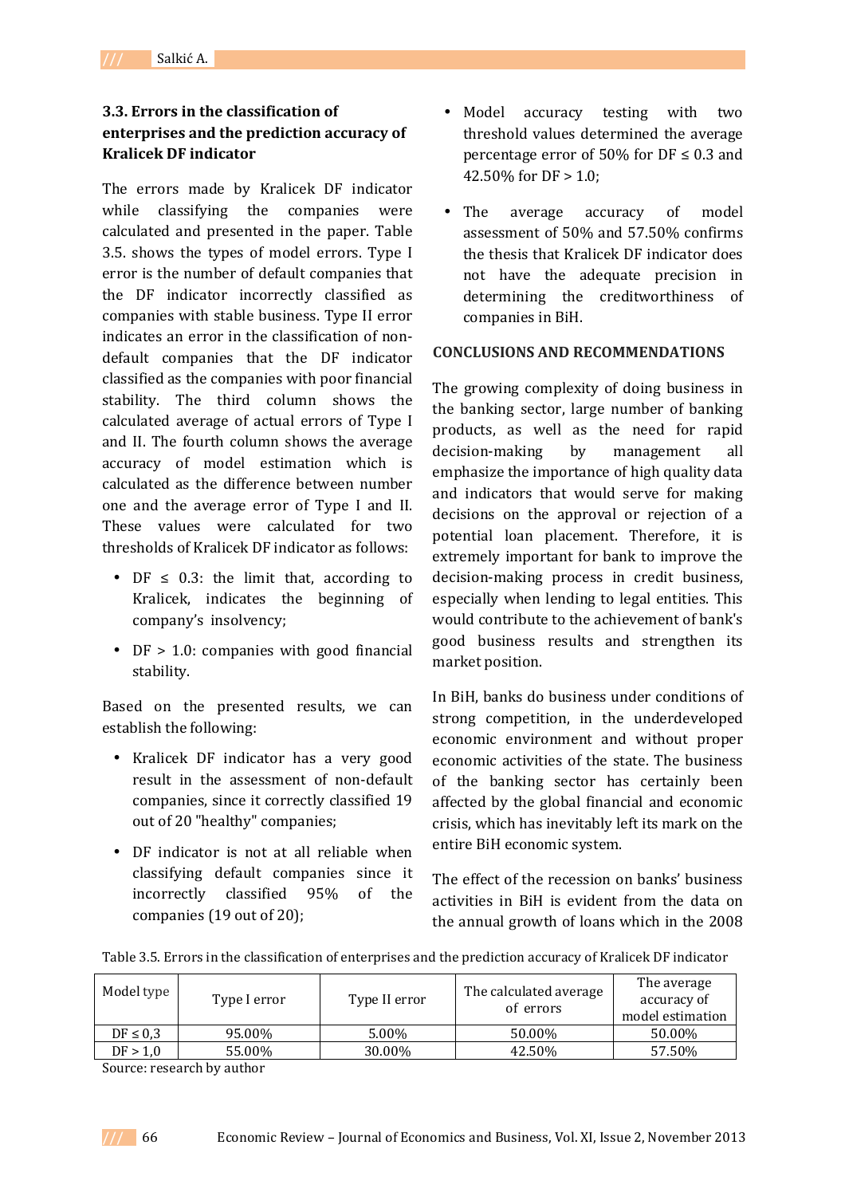### 3.3. Errors in the classification of enterprises and the prediction accuracy of Kralicek DF indicator

The errors made by Kralicek DF indicator while classifying the companies were calculated and presented in the paper. Table 3.5. shows the types of model errors. Type I error is the number of default companies that the DF indicator incorrectly classified as companies with stable business. Type II error indicates an error in the classification of non-default companies that the DF indicator classified as the companies with poor financial stability. The third column shows the calculated average of actual errors of Type I and II. The fourth column shows the average accuracy of model estimation which is calculated as the difference between number one and the average error of Type I and II. These values were calculated for two thresholds of Kralicek DF indicator as follows:

- DF ≤ 0.3: the limit that, according to Kralicek, indicates the beginning of company's insolvency;
- DF > 1.0: companies with good financial stability.

Based on the presented results, we can establish the following:

- Kralicek DF indicator has a very good result in the assessment of non-default companies, since it correctly classified 19 out of 20 "healthy" companies;
- DF indicator is not at all reliable when classifying default companies since it incorrectly classified 95% of the companies (19 out of 20);
- Model accuracy testing with two threshold values determined the average percentage error of 50% for DF ≤ 0.3 and 42.50% for DF > 1.0;
- The average accuracy of model assessment of 50% and 57.50% confirms the thesis that Kralicek DF indicator does not have the adequate precision in determining the creditworthiness of companies in BiH.

## CONCLUSIONS AND RECOMMENDATIONS

The growing complexity of doing business in the banking sector, large number of banking products, as well as the need for rapid decision-making by management all emphasize the importance of high quality data and indicators that would serve for making decisions on the approval or rejection of a potential loan placement. Therefore, it is extremely important for bank to improve the decision-making process in credit business, especially when lending to legal entities. This would contribute to the achievement of bank's good business results and strengthen its market position.

In BiH, banks do business under conditions of strong competition, in the underdeveloped economic environment and without proper economic activities of the state. The business of the banking sector has certainly been affected by the global financial and economic crisis, which has inevitably left its mark on the entire BiH economic system.

The effect of the recession on banks' business activities in BiH is evident from the data on the annual growth of loans which in the 2008

Table 3.5. Errors in the classification of enterprises and the prediction accuracy of Kralicek DF indicator

| Model type | Type I error | Type II error | The calculated average of errors | The average accuracy of model estimation |
|---|---|---|---|---|
| DF ≤ 0,3 | 95.00% | 5.00% | 50.00% | 50.00% |
| DF > 1,0 | 55.00% | 30.00% | 42.50% | 57.50% |

Source: research by author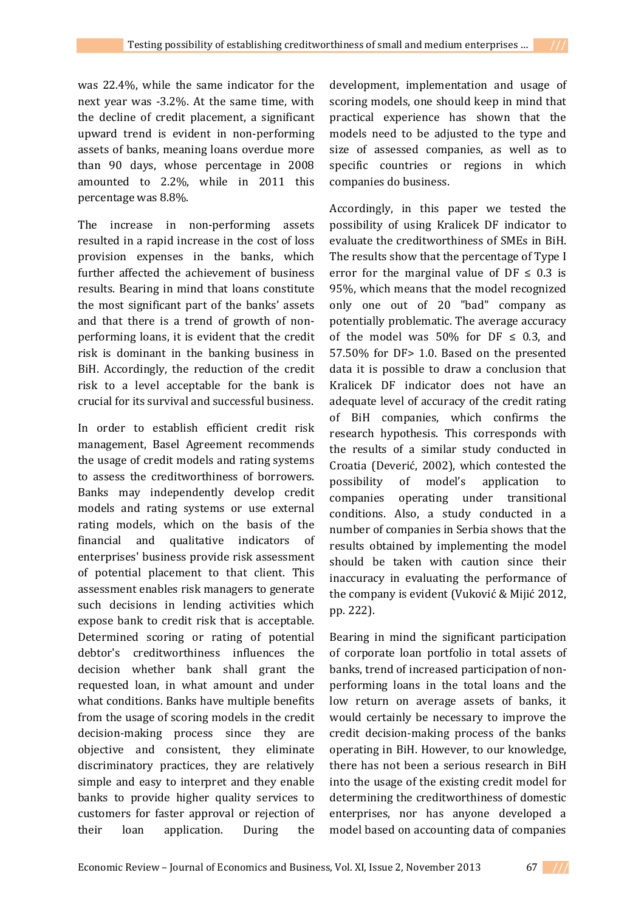was 22.4%, while the same indicator for the next year was -3.2%. At the same time, with the decline of credit placement, a significant upward trend is evident in non-performing assets of banks, meaning loans overdue more than 90 days, whose percentage in 2008 amounted to 2.2%, while in 2011 this percentage was 8.8%.

The increase in non-performing assets resulted in a rapid increase in the cost of loss provision expenses in the banks, which further affected the achievement of business results. Bearing in mind that loans constitute the most significant part of the banks' assets and that there is a trend of growth of non-performing loans, it is evident that the credit risk is dominant in the banking business in BiH. Accordingly, the reduction of the credit risk to a level acceptable for the bank is crucial for its survival and successful business.

In order to establish efficient credit risk management, Basel Agreement recommends the usage of credit models and rating systems to assess the creditworthiness of borrowers. Banks may independently develop credit models and rating systems or use external rating models, which on the basis of the financial and qualitative indicators of enterprises' business provide risk assessment of potential placement to that client. This assessment enables risk managers to generate such decisions in lending activities which expose bank to credit risk that is acceptable. Determined scoring or rating of potential debtor's creditworthiness influences the decision whether bank shall grant the requested loan, in what amount and under what conditions. Banks have multiple benefits from the usage of scoring models in the credit decision-making process since they are objective and consistent, they eliminate discriminatory practices, they are relatively simple and easy to interpret and they enable banks to provide higher quality services to customers for faster approval or rejection of their loan application. During the development, implementation and usage of scoring models, one should keep in mind that practical experience has shown that the models need to be adjusted to the type and size of assessed companies, as well as to specific countries or regions in which companies do business.

Accordingly, in this paper we tested the possibility of using Kralicek DF indicator to evaluate the creditworthiness of SMEs in BiH. The results show that the percentage of Type I error for the marginal value of DF ≤ 0.3 is 95%, which means that the model recognized only one out of 20 "bad" company as potentially problematic. The average accuracy of the model was 50% for DF ≤ 0.3, and 57.50% for DF> 1.0. Based on the presented data it is possible to draw a conclusion that Kralicek DF indicator does not have an adequate level of accuracy of the credit rating of BiH companies, which confirms the research hypothesis. This corresponds with the results of a similar study conducted in Croatia (Deverić, 2002), which contested the possibility of model's application to companies operating under transitional conditions. Also, a study conducted in a number of companies in Serbia shows that the results obtained by implementing the model should be taken with caution since their inaccuracy in evaluating the performance of the company is evident (Vuković & Mijić 2012, pp. 222).

Bearing in mind the significant participation of corporate loan portfolio in total assets of banks, trend of increased participation of non-performing loans in the total loans and the low return on average assets of banks, it would certainly be necessary to improve the credit decision-making process of the banks operating in BiH. However, to our knowledge, there has not been a serious research in BiH into the usage of the existing credit model for determining the creditworthiness of domestic enterprises, nor has anyone developed a model based on accounting data of companies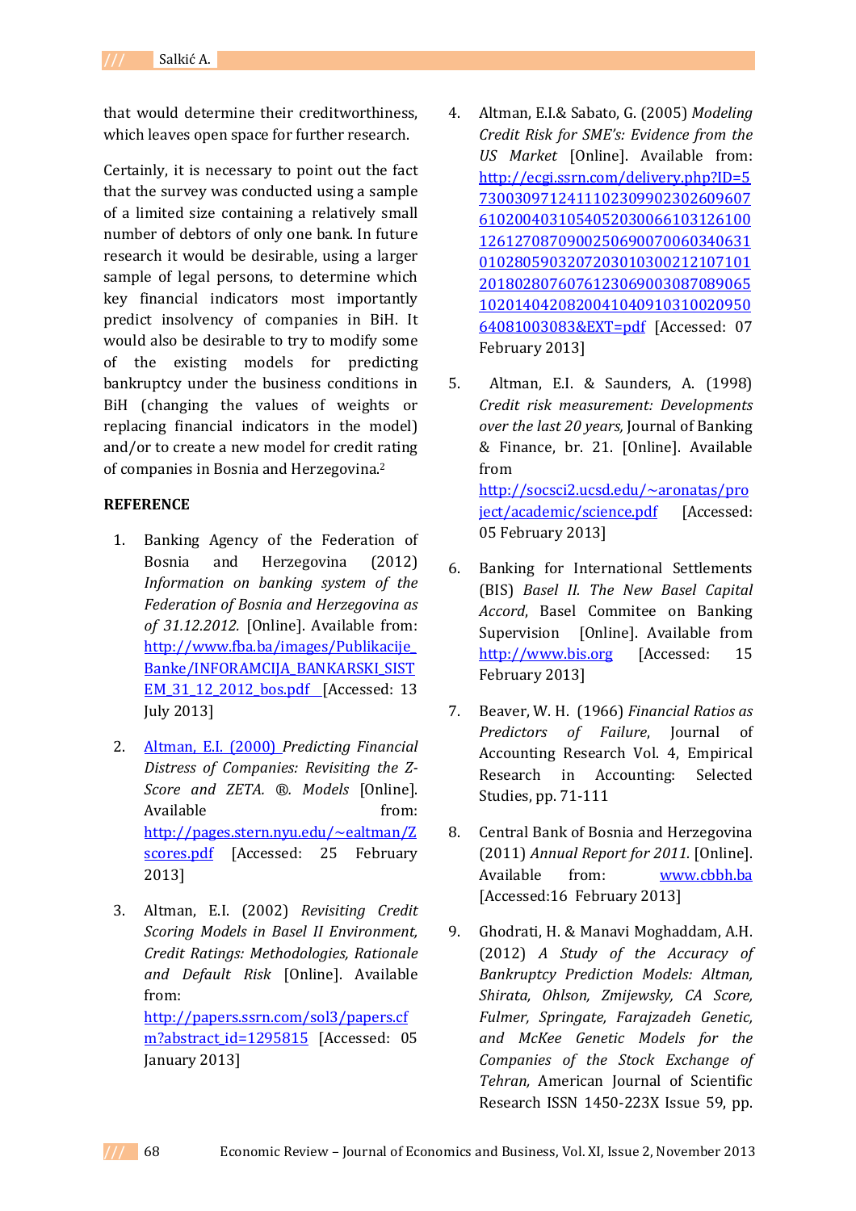that would determine their creditworthiness, which leaves open space for further research.

Certainly, it is necessary to point out the fact that the survey was conducted using a sample of a limited size containing a relatively small number of debtors of only one bank. In future research it would be desirable, using a larger sample of legal persons, to determine which key financial indicators most importantly predict insolvency of companies in BiH. It would also be desirable to try to modify some of the existing models for predicting bankruptcy under the business conditions in BiH (changing the values of weights or replacing financial indicators in the model) and/or to create a new model for credit rating of companies in Bosnia and Herzegovina.[2]

## REFERENCE

1. Banking Agency of the Federation of Bosnia and Herzegovina (2012) *Information on banking system of the Federation of Bosnia and Herzegovina as of 31.12.2012.* [Online]. Available from: http://www.fba.ba/images/Publikacije_Banke/INFORAMCIJA_BANKARSKI_SISTEM_31_12_2012_bos.pdf [Accessed: 13 July 2013]

2. Altman, E.I. (2000) *Predicting Financial Distress of Companies: Revisiting the Z-Score and ZETA. ®. Models* [Online]. Available from: http://pages.stern.nyu.edu/~ealtman/Zscores.pdf [Accessed: 25 February 2013]

3. Altman, E.I. (2002) *Revisiting Credit Scoring Models in Basel II Environment, Credit Ratings: Methodologies, Rationale and Default Risk* [Online]. Available from: http://papers.ssrn.com/sol3/papers.cfm?abstract_id=1295815 [Accessed: 05 January 2013]

4. Altman, E.I.& Sabato, G. (2005) *Modeling Credit Risk for SME's: Evidence from the US Market* [Online]. Available from: http://ecgi.ssrn.com/delivery.php?ID=573003097124111023099023026096076102004031054052030066103126100126127087090025069007006034063101028059032072030103002121071012018028076076123069003087089065102014042082004104091031002095064081003083&EXT=pdf [Accessed: 07 February 2013]

5. Altman, E.I. & Saunders, A. (1998) *Credit risk measurement: Developments over the last 20 years,* Journal of Banking & Finance, br. 21. [Online]. Available from http://socsci2.ucsd.edu/~aronatas/project/academic/science.pdf [Accessed: 05 February 2013]

6. Banking for International Settlements (BIS) *Basel II. The New Basel Capital Accord*, Basel Commitee on Banking Supervision [Online]. Available from http://www.bis.org [Accessed: 15 February 2013]

7. Beaver, W. H. (1966) *Financial Ratios as Predictors of Failure*, Journal of Accounting Research Vol. 4, Empirical Research in Accounting: Selected Studies, pp. 71-111

8. Central Bank of Bosnia and Herzegovina (2011) *Annual Report for 2011.* [Online]. Available from: www.cbbh.ba [Accessed:16 February 2013]

9. Ghodrati, H. & Manavi Moghaddam, A.H. (2012) *A Study of the Accuracy of Bankruptcy Prediction Models: Altman, Shirata, Ohlson, Zmijewsky, CA Score, Fulmer, Springate, Farajzadeh Genetic, and McKee Genetic Models for the Companies of the Stock Exchange of Tehran,* American Journal of Scientific Research ISSN 1450-223X Issue 59, pp.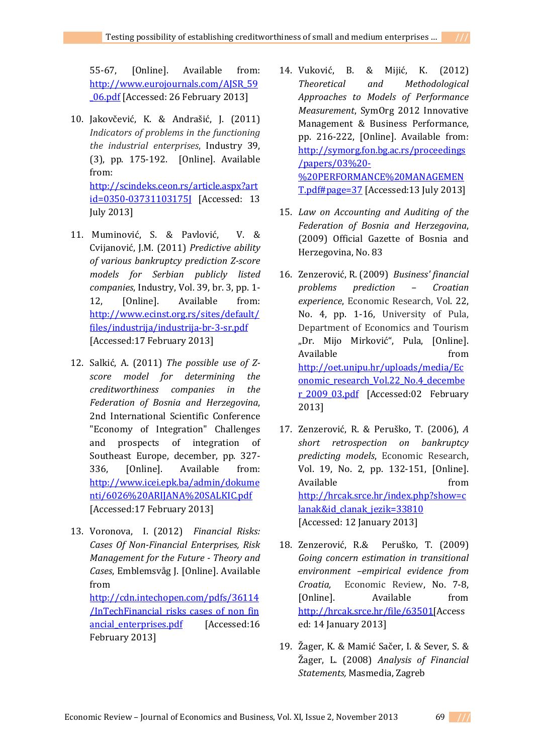55-67, [Online]. Available from: http://www.eurojournals.com/AJSR_59_06.pdf [Accessed: 26 February 2013]

10. Jakovčević, K. & Andrašić, J. (2011) *Indicators of problems in the functioning the industrial enterprises*, Industry 39, (3), pp. 175-192. [Online]. Available from: http://scindeks.ceon.rs/article.aspx?artid=0350-03731103175J [Accessed: 13 July 2013]

11. Muminović, S. & Pavlović, V. & Cvijanović, J.M. (2011) *Predictive ability of various bankruptcy prediction Z-score models for Serbian publicly listed companies*, Industry, Vol. 39, br. 3, pp. 1-12, [Online]. Available from: http://www.ecinst.org.rs/sites/default/files/industrija/industrija-br-3-sr.pdf [Accessed:17 February 2013]

12. Salkić, A. (2011) *The possible use of Z-score model for determining the creditworthiness companies in the Federation of Bosnia and Herzegovina*, 2nd International Scientific Conference "Economy of Integration" Challenges and prospects of integration of Southeast Europe, december, pp. 327-336, [Online]. Available from: http://www.icei.epk.ba/admin/dokumenti/6026%20ARIJANA%20SALKIC.pdf [Accessed:17 February 2013]

13. Voronova, I. (2012) *Financial Risks: Cases Of Non-Financial Enterprises, Risk Management for the Future - Theory and Cases*, Emblemsvåg J. [Online]. Available from http://cdn.intechopen.com/pdfs/36114/InTechFinancial_risks_cases_of_non_financial_enterprises.pdf [Accessed:16 February 2013]

14. Vuković, B. & Mijić, K. (2012) *Theoretical and Methodological Approaches to Models of Performance Measurement*, SymOrg 2012 Innovative Management & Business Performance, pp. 216-222, [Online]. Available from: http://symorg.fon.bg.ac.rs/proceedings/papers/03%20-%20PERFORMANCE%20MANAGEMENT.pdf#page=37 [Accessed:13 July 2013]

15. *Law on Accounting and Auditing of the Federation of Bosnia and Herzegovina*, (2009) Official Gazette of Bosnia and Herzegovina, No. 83

16. Zenzerović, R. (2009) *Business' financial problems prediction – Croatian experience*, Economic Research, Vol. 22, No. 4, pp. 1-16, University of Pula, Department of Economics and Tourism „Dr. Mijo Mirković", Pula, [Online]. Available from http://oet.unipu.hr/uploads/media/Economic_research_Vol.22_No.4_decembe r_2009_03.pdf [Accessed:02 February 2013]

17. Zenzerović, R. & Peruško, T. (2006), *A short retrospection on bankruptcy predicting models*, Economic Research, Vol. 19, No. 2, pp. 132-151, [Online]. Available from http://hrcak.srce.hr/index.php?show=clanak&id_clanak_jezik=33810 [Accessed: 12 January 2013]

18. Zenzerović, R.& Peruško, T. (2009) *Going concern estimation in transitional environment –empirical evidence from Croatia,* Economic Review, No. 7-8, [Online]. Available from http://hrcak.srce.hr/file/63501[Accessed: 14 January 2013]

19. Žager, K. & Mamić Sačer, I. & Sever, S. & Žager, L. (2008) *Analysis of Financial Statements,* Masmedia, Zagreb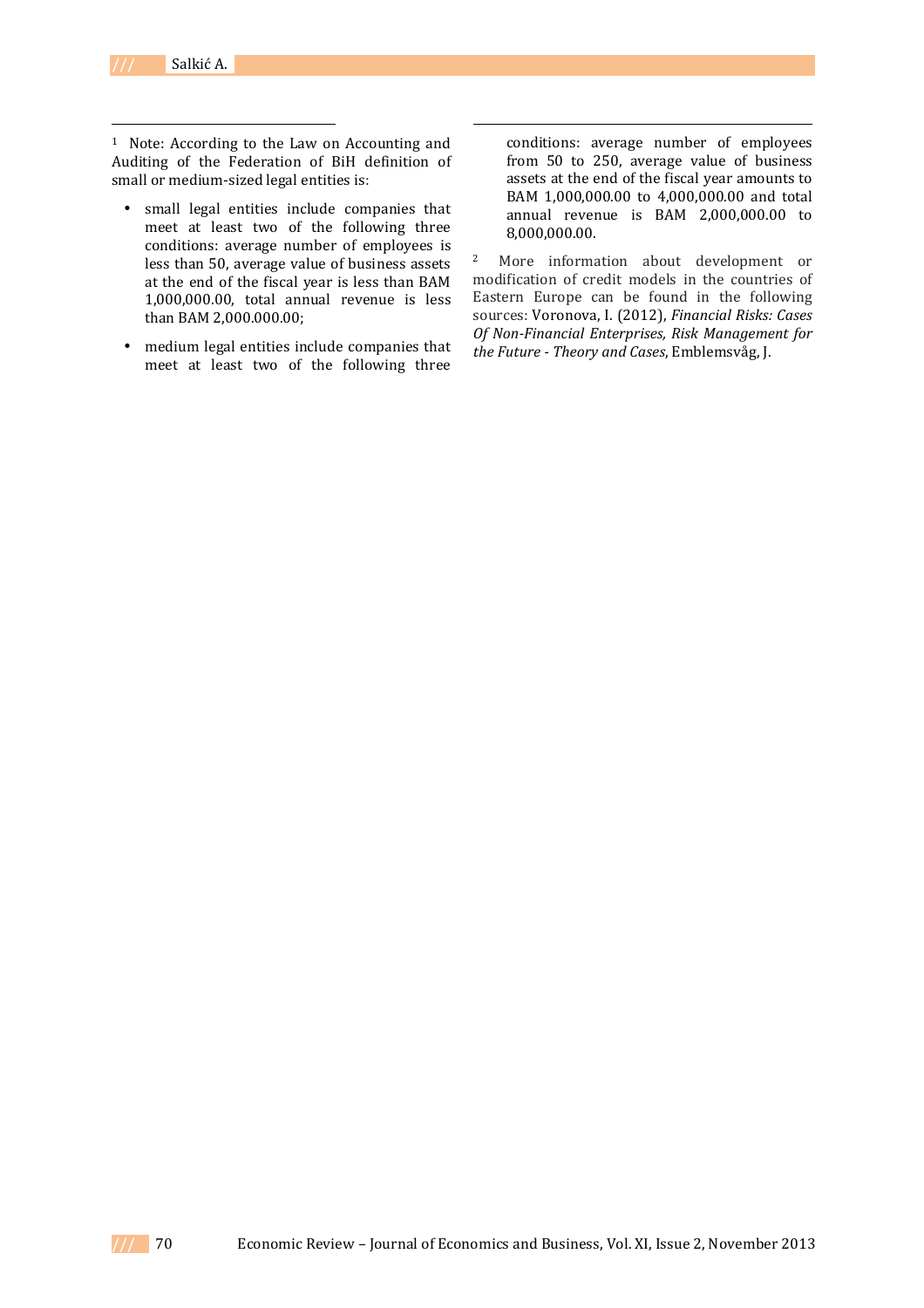[1] Note: According to the Law on Accounting and Auditing of the Federation of BiH definition of small or medium-sized legal entities is:

- small legal entities include companies that meet at least two of the following three conditions: average number of employees is less than 50, average value of business assets at the end of the fiscal year is less than BAM 1,000,000.00, total annual revenue is less than BAM 2,000.000.00;
- medium legal entities include companies that meet at least two of the following three conditions: average number of employees from 50 to 250, average value of business assets at the end of the fiscal year amounts to BAM 1,000,000.00 to 4,000,000.00 and total annual revenue is BAM 2,000,000.00 to 8,000,000.00.

[2] More information about development or modification of credit models in the countries of Eastern Europe can be found in the following sources: Voronova, I. (2012), *Financial Risks: Cases Of Non-Financial Enterprises, Risk Management for the Future - Theory and Cases*, Emblemsvåg, J.